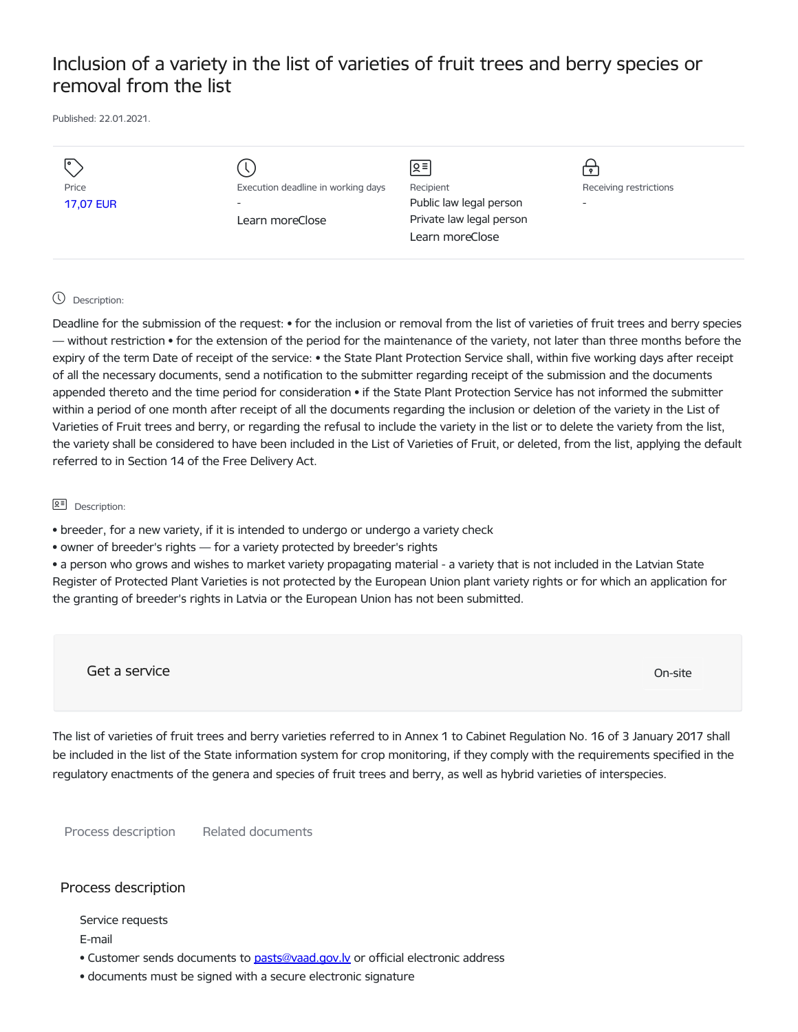# Inclusion of a variety in the list of varieties of fruit trees and berry species or removal from the list

Published: 22.01.2021.

| Price | Execution deadline in working days | Recipient | Receiving restrictions |
|---|---|---|---|
| 17,07 EUR | - | Public law legal person | - |
| | Learn moreClose | Private law legal person | |
| | | Learn moreClose | |

Description:

Deadline for the submission of the request: • for the inclusion or removal from the list of varieties of fruit trees and berry species — without restriction • for the extension of the period for the maintenance of the variety, not later than three months before the expiry of the term Date of receipt of the service: • the State Plant Protection Service shall, within five working days after receipt of all the necessary documents, send a notification to the submitter regarding receipt of the submission and the documents appended thereto and the time period for consideration • if the State Plant Protection Service has not informed the submitter within a period of one month after receipt of all the documents regarding the inclusion or deletion of the variety in the List of Varieties of Fruit trees and berry, or regarding the refusal to include the variety in the list or to delete the variety from the list, the variety shall be considered to have been included in the List of Varieties of Fruit, or deleted, from the list, applying the default referred to in Section 14 of the Free Delivery Act.

Description:

- breeder, for a new variety, if it is intended to undergo or undergo a variety check
- owner of breeder's rights — for a variety protected by breeder's rights
- a person who grows and wishes to market variety propagating material - a variety that is not included in the Latvian State Register of Protected Plant Varieties is not protected by the European Union plant variety rights or for which an application for the granting of breeder's rights in Latvia or the European Union has not been submitted.

Get a service

On-site

The list of varieties of fruit trees and berry varieties referred to in Annex 1 to Cabinet Regulation No. 16 of 3 January 2017 shall be included in the list of the State information system for crop monitoring, if they comply with the requirements specified in the regulatory enactments of the genera and species of fruit trees and berry, as well as hybrid varieties of interspecies.

Process description    Related documents

## Process description

Service requests

E-mail

- Customer sends documents to pasts@vaad.gov.lv or official electronic address
- documents must be signed with a secure electronic signature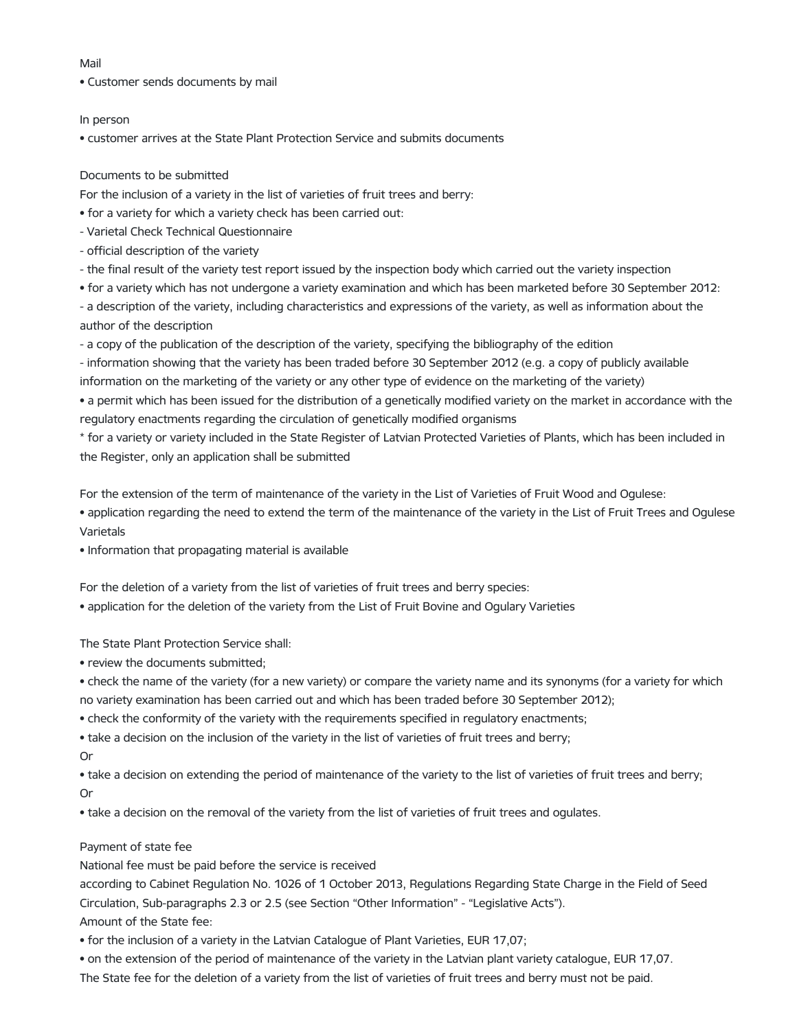Mail

- Customer sends documents by mail

In person

- customer arrives at the State Plant Protection Service and submits documents

Documents to be submitted

For the inclusion of a variety in the list of varieties of fruit trees and berry:

- for a variety for which a variety check has been carried out:

- Varietal Check Technical Questionnaire

- official description of the variety

- the final result of the variety test report issued by the inspection body which carried out the variety inspection

- for a variety which has not undergone a variety examination and which has been marketed before 30 September 2012:

- a description of the variety, including characteristics and expressions of the variety, as well as information about the author of the description

- a copy of the publication of the description of the variety, specifying the bibliography of the edition

- information showing that the variety has been traded before 30 September 2012 (e.g. a copy of publicly available information on the marketing of the variety or any other type of evidence on the marketing of the variety)

- a permit which has been issued for the distribution of a genetically modified variety on the market in accordance with the regulatory enactments regarding the circulation of genetically modified organisms

* for a variety or variety included in the State Register of Latvian Protected Varieties of Plants, which has been included in the Register, only an application shall be submitted

For the extension of the term of maintenance of the variety in the List of Varieties of Fruit Wood and Ogulese:

- application regarding the need to extend the term of the maintenance of the variety in the List of Fruit Trees and Ogulese Varietals
- Information that propagating material is available

For the deletion of a variety from the list of varieties of fruit trees and berry species:

- application for the deletion of the variety from the List of Fruit Bovine and Ogulary Varieties

The State Plant Protection Service shall:

- review the documents submitted;
- check the name of the variety (for a new variety) or compare the variety name and its synonyms (for a variety for which no variety examination has been carried out and which has been traded before 30 September 2012);
- check the conformity of the variety with the requirements specified in regulatory enactments;
- take a decision on the inclusion of the variety in the list of varieties of fruit trees and berry;

Or

- take a decision on extending the period of maintenance of the variety to the list of varieties of fruit trees and berry;

Or

- take a decision on the removal of the variety from the list of varieties of fruit trees and ogulates.

Payment of state fee

National fee must be paid before the service is received according to Cabinet Regulation No. 1026 of 1 October 2013, Regulations Regarding State Charge in the Field of Seed Circulation, Sub-paragraphs 2.3 or 2.5 (see Section "Other Information" - "Legislative Acts").

Amount of the State fee:

- for the inclusion of a variety in the Latvian Catalogue of Plant Varieties, EUR 17,07;
- on the extension of the period of maintenance of the variety in the Latvian plant variety catalogue, EUR 17,07.

The State fee for the deletion of a variety from the list of varieties of fruit trees and berry must not be paid.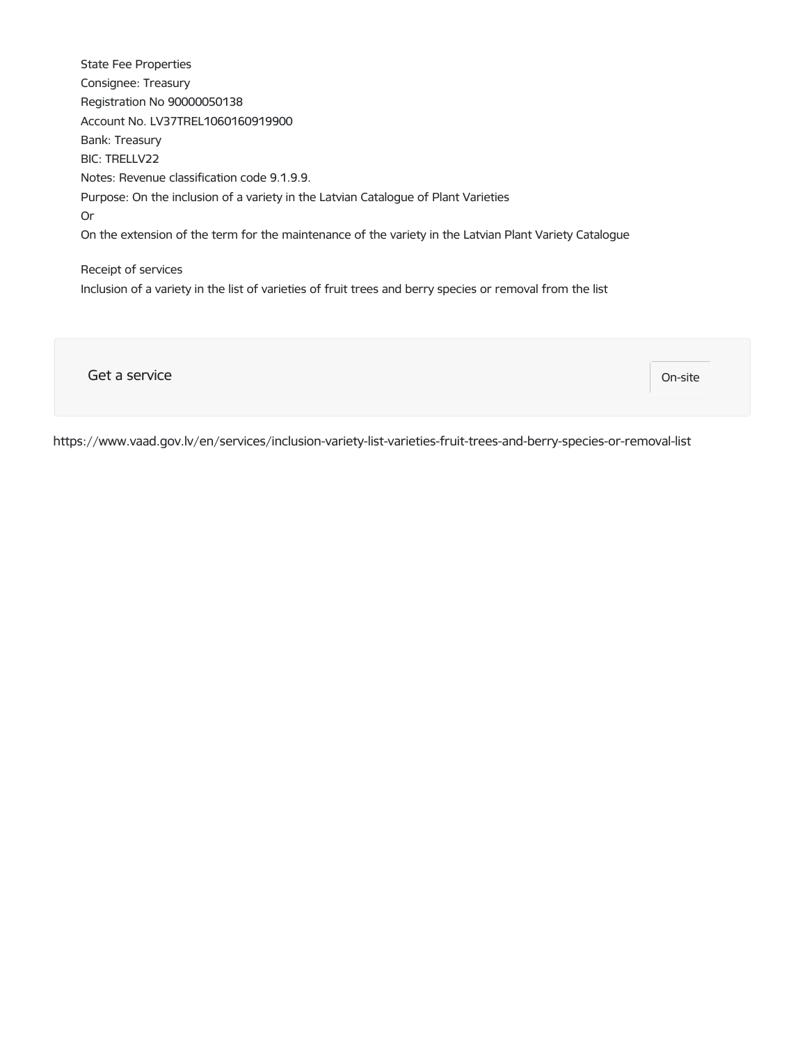State Fee Properties
Consignee: Treasury
Registration No 90000050138
Account No. LV37TREL1060160919900
Bank: Treasury
BIC: TRELLV22
Notes: Revenue classification code 9.1.9.9.
Purpose: On the inclusion of a variety in the Latvian Catalogue of Plant Varieties
Or
On the extension of the term for the maintenance of the variety in the Latvian Plant Variety Catalogue

Receipt of services
Inclusion of a variety in the list of varieties of fruit trees and berry species or removal from the list

Get a service

On-site

https://www.vaad.gov.lv/en/services/inclusion-variety-list-varieties-fruit-trees-and-berry-species-or-removal-list